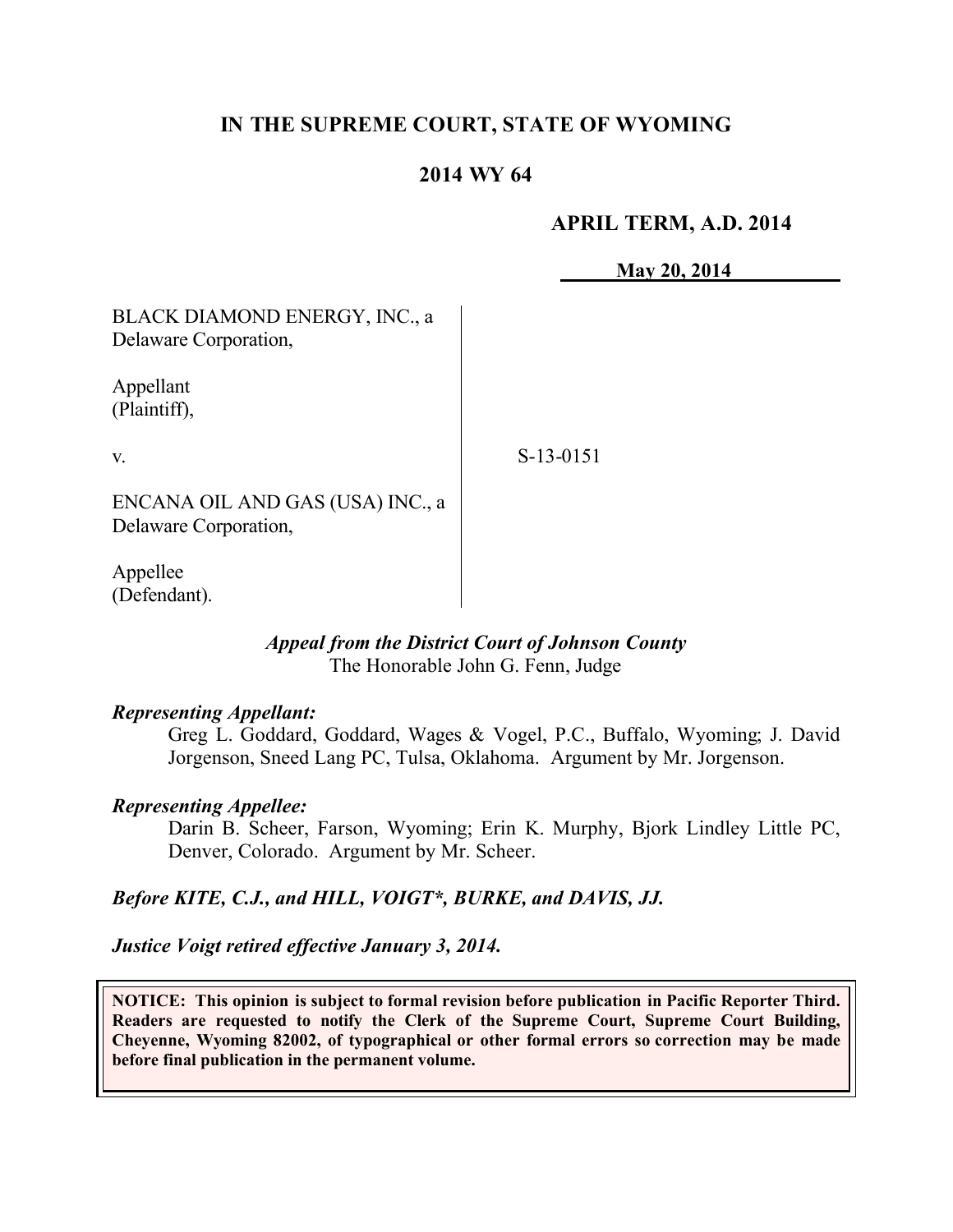**IN THE SUPREME COURT, STATE OF WYOMING**

**2014 WY 64**

**APRIL TERM, A.D. 2014**

**May 20, 2014**

| | |
|---|---|
| BLACK DIAMOND ENERGY, INC., a Delaware Corporation,<br><br>Appellant (Plaintiff),<br><br>v.<br><br>ENCANA OIL AND GAS (USA) INC., a Delaware Corporation,<br><br>Appellee (Defendant). | S-13-0151 |

*Appeal from the District Court of Johnson County*
The Honorable John G. Fenn, Judge

***Representing Appellant:***

Greg L. Goddard, Goddard, Wages & Vogel, P.C., Buffalo, Wyoming; J. David Jorgenson, Sneed Lang PC, Tulsa, Oklahoma. Argument by Mr. Jorgenson.

***Representing Appellee:***

Darin B. Scheer, Farson, Wyoming; Erin K. Murphy, Bjork Lindley Little PC, Denver, Colorado. Argument by Mr. Scheer.

***Before KITE, C.J., and HILL, VOIGT\*, BURKE, and DAVIS, JJ.***

***Justice Voigt retired effective January 3, 2014.***

**NOTICE: This opinion is subject to formal revision before publication in Pacific Reporter Third. Readers are requested to notify the Clerk of the Supreme Court, Supreme Court Building, Cheyenne, Wyoming 82002, of typographical or other formal errors so correction may be made before final publication in the permanent volume.**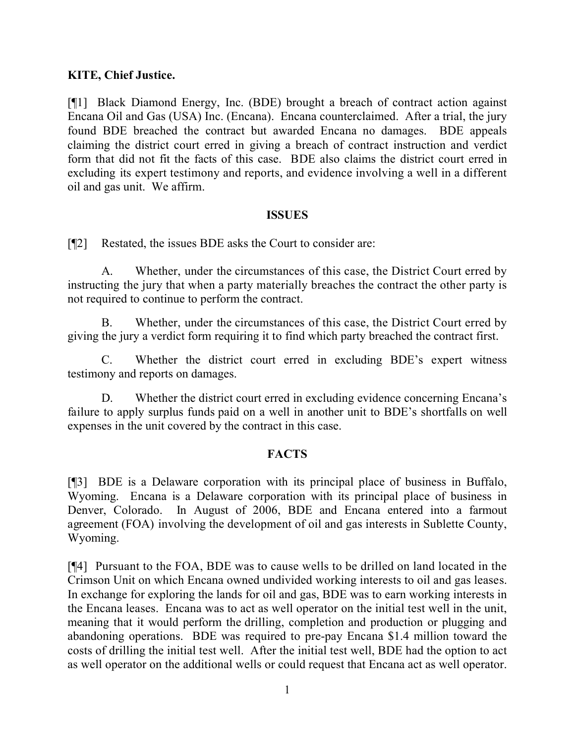**KITE, Chief Justice.**

[¶1] Black Diamond Energy, Inc. (BDE) brought a breach of contract action against Encana Oil and Gas (USA) Inc. (Encana). Encana counterclaimed. After a trial, the jury found BDE breached the contract but awarded Encana no damages. BDE appeals claiming the district court erred in giving a breach of contract instruction and verdict form that did not fit the facts of this case. BDE also claims the district court erred in excluding its expert testimony and reports, and evidence involving a well in a different oil and gas unit. We affirm.

## ISSUES

[¶2] Restated, the issues BDE asks the Court to consider are:

A. Whether, under the circumstances of this case, the District Court erred by instructing the jury that when a party materially breaches the contract the other party is not required to continue to perform the contract.

B. Whether, under the circumstances of this case, the District Court erred by giving the jury a verdict form requiring it to find which party breached the contract first.

C. Whether the district court erred in excluding BDE's expert witness testimony and reports on damages.

D. Whether the district court erred in excluding evidence concerning Encana's failure to apply surplus funds paid on a well in another unit to BDE's shortfalls on well expenses in the unit covered by the contract in this case.

## FACTS

[¶3] BDE is a Delaware corporation with its principal place of business in Buffalo, Wyoming. Encana is a Delaware corporation with its principal place of business in Denver, Colorado. In August of 2006, BDE and Encana entered into a farmout agreement (FOA) involving the development of oil and gas interests in Sublette County, Wyoming.

[¶4] Pursuant to the FOA, BDE was to cause wells to be drilled on land located in the Crimson Unit on which Encana owned undivided working interests to oil and gas leases. In exchange for exploring the lands for oil and gas, BDE was to earn working interests in the Encana leases. Encana was to act as well operator on the initial test well in the unit, meaning that it would perform the drilling, completion and production or plugging and abandoning operations. BDE was required to pre-pay Encana $1.4 million toward the costs of drilling the initial test well. After the initial test well, BDE had the option to act as well operator on the additional wells or could request that Encana act as well operator.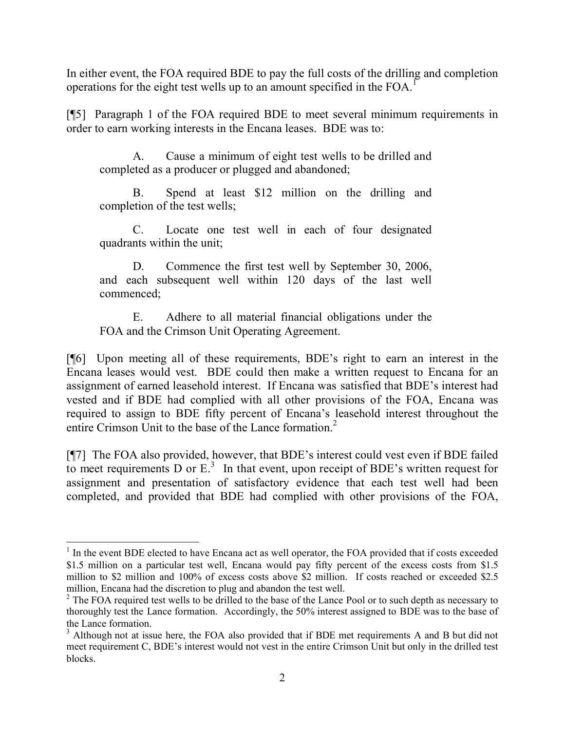In either event, the FOA required BDE to pay the full costs of the drilling and completion operations for the eight test wells up to an amount specified in the FOA.[1]

[¶5] Paragraph 1 of the FOA required BDE to meet several minimum requirements in order to earn working interests in the Encana leases. BDE was to:

> A. Cause a minimum of eight test wells to be drilled and completed as a producer or plugged and abandoned;
>
> B. Spend at least $12 million on the drilling and completion of the test wells;
>
> C. Locate one test well in each of four designated quadrants within the unit;
>
> D. Commence the first test well by September 30, 2006, and each subsequent well within 120 days of the last well commenced;
>
> E. Adhere to all material financial obligations under the FOA and the Crimson Unit Operating Agreement.

[¶6] Upon meeting all of these requirements, BDE's right to earn an interest in the Encana leases would vest. BDE could then make a written request to Encana for an assignment of earned leasehold interest. If Encana was satisfied that BDE's interest had vested and if BDE had complied with all other provisions of the FOA, Encana was required to assign to BDE fifty percent of Encana's leasehold interest throughout the entire Crimson Unit to the base of the Lance formation.[2]

[¶7] The FOA also provided, however, that BDE's interest could vest even if BDE failed to meet requirements D or E.[3] In that event, upon receipt of BDE's written request for assignment and presentation of satisfactory evidence that each test well had been completed, and provided that BDE had complied with other provisions of the FOA,

---

[1] In the event BDE elected to have Encana act as well operator, the FOA provided that if costs exceeded $1.5 million on a particular test well, Encana would pay fifty percent of the excess costs from $1.5 million to $2 million and 100% of excess costs above $2 million. If costs reached or exceeded $2.5 million, Encana had the discretion to plug and abandon the test well.

[2] The FOA required test wells to be drilled to the base of the Lance Pool or to such depth as necessary to thoroughly test the Lance formation. Accordingly, the 50% interest assigned to BDE was to the base of the Lance formation.

[3] Although not at issue here, the FOA also provided that if BDE met requirements A and B but did not meet requirement C, BDE's interest would not vest in the entire Crimson Unit but only in the drilled test blocks.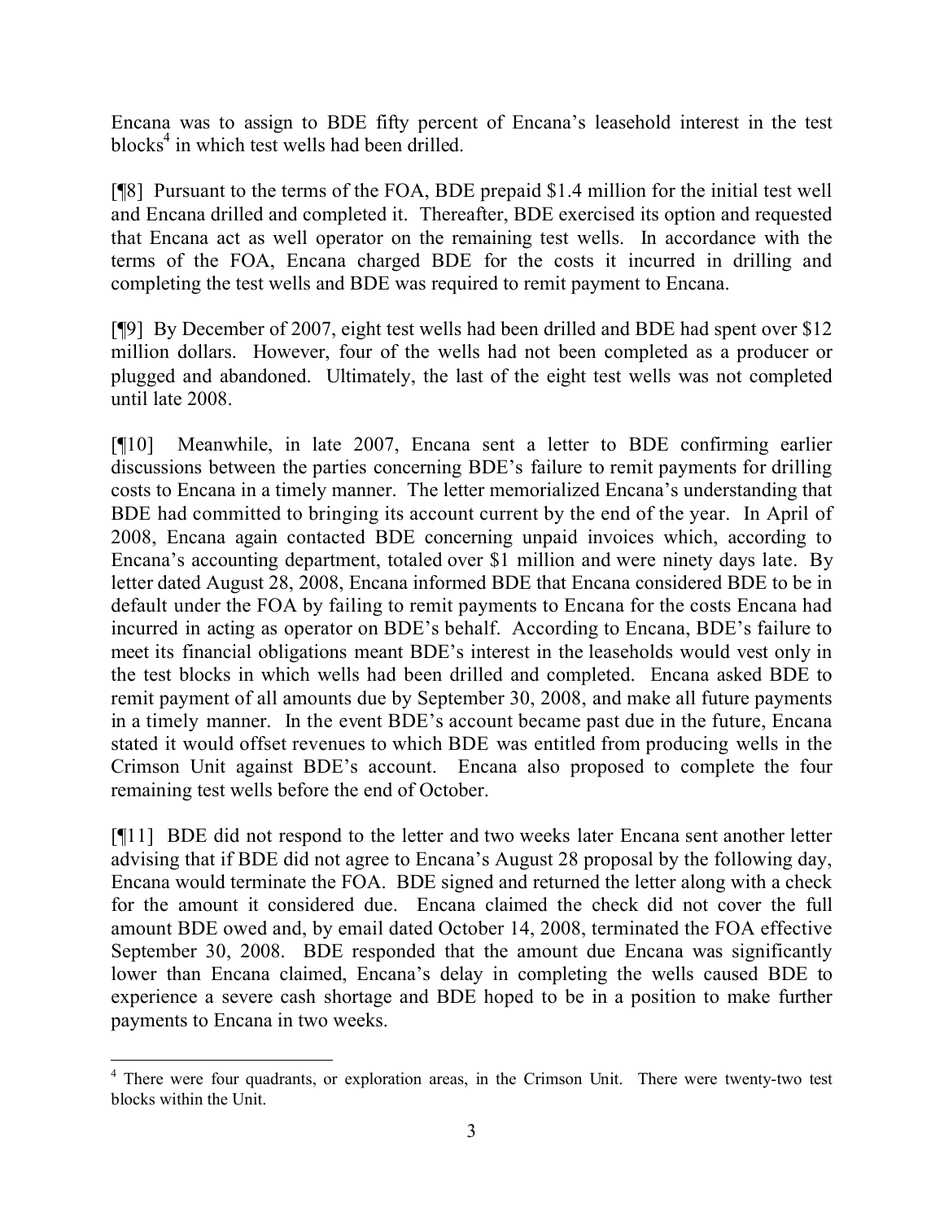Encana was to assign to BDE fifty percent of Encana's leasehold interest in the test blocks[4] in which test wells had been drilled.

[¶8] Pursuant to the terms of the FOA, BDE prepaid $1.4 million for the initial test well and Encana drilled and completed it. Thereafter, BDE exercised its option and requested that Encana act as well operator on the remaining test wells. In accordance with the terms of the FOA, Encana charged BDE for the costs it incurred in drilling and completing the test wells and BDE was required to remit payment to Encana.

[¶9] By December of 2007, eight test wells had been drilled and BDE had spent over $12 million dollars. However, four of the wells had not been completed as a producer or plugged and abandoned. Ultimately, the last of the eight test wells was not completed until late 2008.

[¶10] Meanwhile, in late 2007, Encana sent a letter to BDE confirming earlier discussions between the parties concerning BDE's failure to remit payments for drilling costs to Encana in a timely manner. The letter memorialized Encana's understanding that BDE had committed to bringing its account current by the end of the year. In April of 2008, Encana again contacted BDE concerning unpaid invoices which, according to Encana's accounting department, totaled over $1 million and were ninety days late. By letter dated August 28, 2008, Encana informed BDE that Encana considered BDE to be in default under the FOA by failing to remit payments to Encana for the costs Encana had incurred in acting as operator on BDE's behalf. According to Encana, BDE's failure to meet its financial obligations meant BDE's interest in the leaseholds would vest only in the test blocks in which wells had been drilled and completed. Encana asked BDE to remit payment of all amounts due by September 30, 2008, and make all future payments in a timely manner. In the event BDE's account became past due in the future, Encana stated it would offset revenues to which BDE was entitled from producing wells in the Crimson Unit against BDE's account. Encana also proposed to complete the four remaining test wells before the end of October.

[¶11] BDE did not respond to the letter and two weeks later Encana sent another letter advising that if BDE did not agree to Encana's August 28 proposal by the following day, Encana would terminate the FOA. BDE signed and returned the letter along with a check for the amount it considered due. Encana claimed the check did not cover the full amount BDE owed and, by email dated October 14, 2008, terminated the FOA effective September 30, 2008. BDE responded that the amount due Encana was significantly lower than Encana claimed, Encana's delay in completing the wells caused BDE to experience a severe cash shortage and BDE hoped to be in a position to make further payments to Encana in two weeks.

---

[4] There were four quadrants, or exploration areas, in the Crimson Unit. There were twenty-two test blocks within the Unit.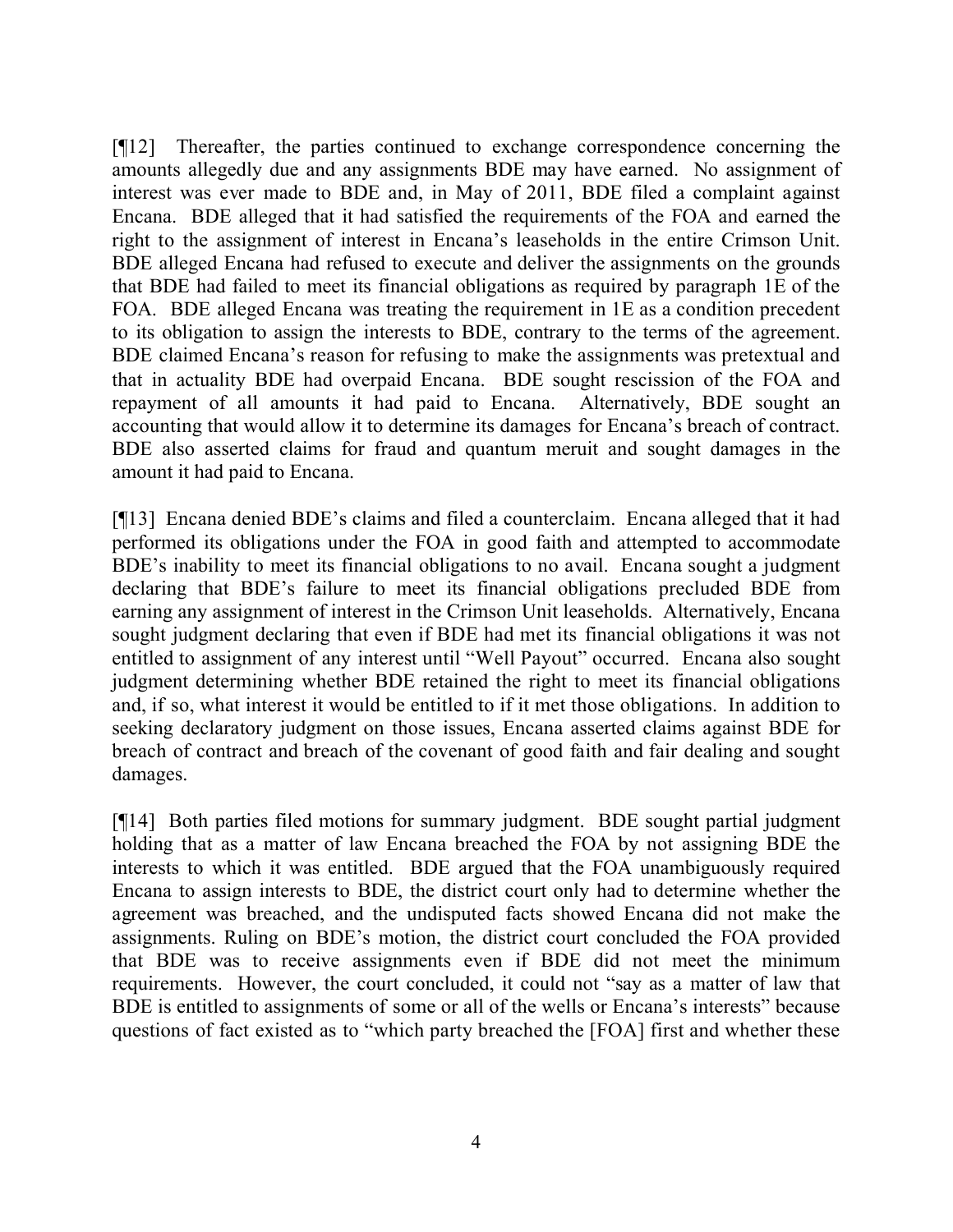[¶12] Thereafter, the parties continued to exchange correspondence concerning the amounts allegedly due and any assignments BDE may have earned. No assignment of interest was ever made to BDE and, in May of 2011, BDE filed a complaint against Encana. BDE alleged that it had satisfied the requirements of the FOA and earned the right to the assignment of interest in Encana's leaseholds in the entire Crimson Unit. BDE alleged Encana had refused to execute and deliver the assignments on the grounds that BDE had failed to meet its financial obligations as required by paragraph 1E of the FOA. BDE alleged Encana was treating the requirement in 1E as a condition precedent to its obligation to assign the interests to BDE, contrary to the terms of the agreement. BDE claimed Encana's reason for refusing to make the assignments was pretextual and that in actuality BDE had overpaid Encana. BDE sought rescission of the FOA and repayment of all amounts it had paid to Encana. Alternatively, BDE sought an accounting that would allow it to determine its damages for Encana's breach of contract. BDE also asserted claims for fraud and quantum meruit and sought damages in the amount it had paid to Encana.

[¶13] Encana denied BDE's claims and filed a counterclaim. Encana alleged that it had performed its obligations under the FOA in good faith and attempted to accommodate BDE's inability to meet its financial obligations to no avail. Encana sought a judgment declaring that BDE's failure to meet its financial obligations precluded BDE from earning any assignment of interest in the Crimson Unit leaseholds. Alternatively, Encana sought judgment declaring that even if BDE had met its financial obligations it was not entitled to assignment of any interest until "Well Payout" occurred. Encana also sought judgment determining whether BDE retained the right to meet its financial obligations and, if so, what interest it would be entitled to if it met those obligations. In addition to seeking declaratory judgment on those issues, Encana asserted claims against BDE for breach of contract and breach of the covenant of good faith and fair dealing and sought damages.

[¶14] Both parties filed motions for summary judgment. BDE sought partial judgment holding that as a matter of law Encana breached the FOA by not assigning BDE the interests to which it was entitled. BDE argued that the FOA unambiguously required Encana to assign interests to BDE, the district court only had to determine whether the agreement was breached, and the undisputed facts showed Encana did not make the assignments. Ruling on BDE's motion, the district court concluded the FOA provided that BDE was to receive assignments even if BDE did not meet the minimum requirements. However, the court concluded, it could not "say as a matter of law that BDE is entitled to assignments of some or all of the wells or Encana's interests" because questions of fact existed as to "which party breached the [FOA] first and whether these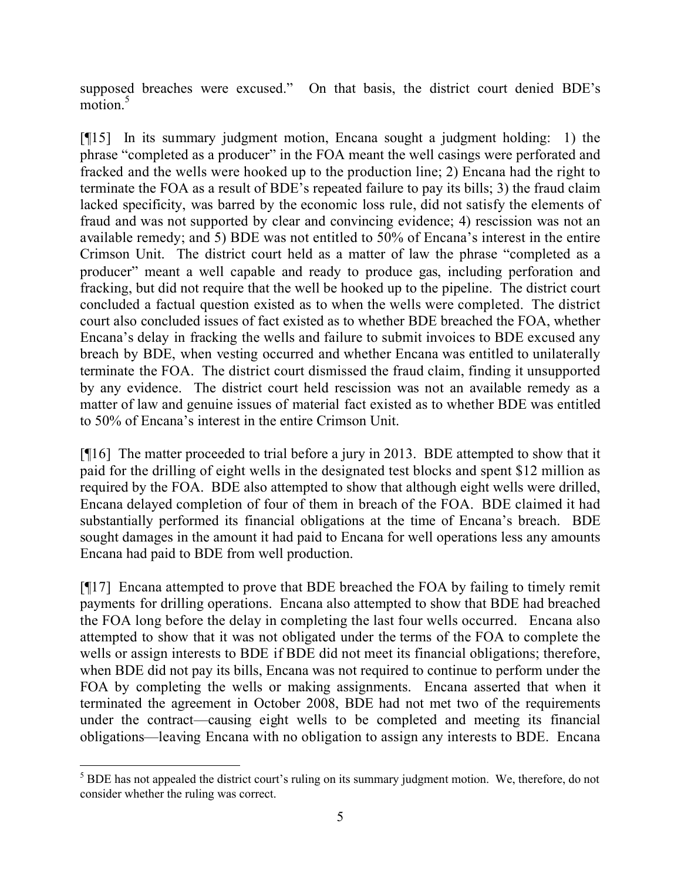supposed breaches were excused." On that basis, the district court denied BDE's motion.[5]

[¶15] In its summary judgment motion, Encana sought a judgment holding: 1) the phrase "completed as a producer" in the FOA meant the well casings were perforated and fracked and the wells were hooked up to the production line; 2) Encana had the right to terminate the FOA as a result of BDE's repeated failure to pay its bills; 3) the fraud claim lacked specificity, was barred by the economic loss rule, did not satisfy the elements of fraud and was not supported by clear and convincing evidence; 4) rescission was not an available remedy; and 5) BDE was not entitled to 50% of Encana's interest in the entire Crimson Unit. The district court held as a matter of law the phrase "completed as a producer" meant a well capable and ready to produce gas, including perforation and fracking, but did not require that the well be hooked up to the pipeline. The district court concluded a factual question existed as to when the wells were completed. The district court also concluded issues of fact existed as to whether BDE breached the FOA, whether Encana's delay in fracking the wells and failure to submit invoices to BDE excused any breach by BDE, when vesting occurred and whether Encana was entitled to unilaterally terminate the FOA. The district court dismissed the fraud claim, finding it unsupported by any evidence. The district court held rescission was not an available remedy as a matter of law and genuine issues of material fact existed as to whether BDE was entitled to 50% of Encana's interest in the entire Crimson Unit.

[¶16] The matter proceeded to trial before a jury in 2013. BDE attempted to show that it paid for the drilling of eight wells in the designated test blocks and spent $12 million as required by the FOA. BDE also attempted to show that although eight wells were drilled, Encana delayed completion of four of them in breach of the FOA. BDE claimed it had substantially performed its financial obligations at the time of Encana's breach. BDE sought damages in the amount it had paid to Encana for well operations less any amounts Encana had paid to BDE from well production.

[¶17] Encana attempted to prove that BDE breached the FOA by failing to timely remit payments for drilling operations. Encana also attempted to show that BDE had breached the FOA long before the delay in completing the last four wells occurred. Encana also attempted to show that it was not obligated under the terms of the FOA to complete the wells or assign interests to BDE if BDE did not meet its financial obligations; therefore, when BDE did not pay its bills, Encana was not required to continue to perform under the FOA by completing the wells or making assignments. Encana asserted that when it terminated the agreement in October 2008, BDE had not met two of the requirements under the contract—causing eight wells to be completed and meeting its financial obligations—leaving Encana with no obligation to assign any interests to BDE. Encana

[5] BDE has not appealed the district court's ruling on its summary judgment motion. We, therefore, do not consider whether the ruling was correct.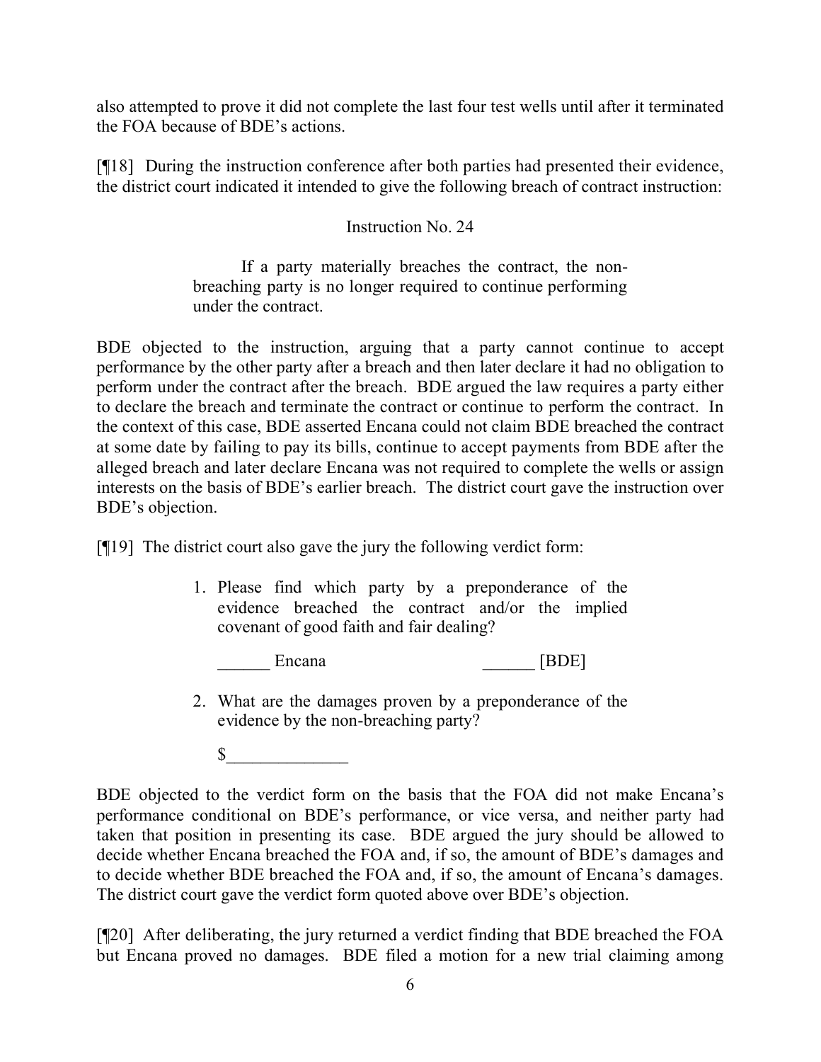also attempted to prove it did not complete the last four test wells until after it terminated the FOA because of BDE's actions.

[¶18] During the instruction conference after both parties had presented their evidence, the district court indicated it intended to give the following breach of contract instruction:

Instruction No. 24

> If a party materially breaches the contract, the non-breaching party is no longer required to continue performing under the contract.

BDE objected to the instruction, arguing that a party cannot continue to accept performance by the other party after a breach and then later declare it had no obligation to perform under the contract after the breach. BDE argued the law requires a party either to declare the breach and terminate the contract or continue to perform the contract. In the context of this case, BDE asserted Encana could not claim BDE breached the contract at some date by failing to pay its bills, continue to accept payments from BDE after the alleged breach and later declare Encana was not required to complete the wells or assign interests on the basis of BDE's earlier breach. The district court gave the instruction over BDE's objection.

[¶19] The district court also gave the jury the following verdict form:

> 1. Please find which party by a preponderance of the evidence breached the contract and/or the implied covenant of good faith and fair dealing?
>
> ______ Encana ______ [BDE]
>
> 2. What are the damages proven by a preponderance of the evidence by the non-breaching party?
>
> $______________

BDE objected to the verdict form on the basis that the FOA did not make Encana's performance conditional on BDE's performance, or vice versa, and neither party had taken that position in presenting its case. BDE argued the jury should be allowed to decide whether Encana breached the FOA and, if so, the amount of BDE's damages and to decide whether BDE breached the FOA and, if so, the amount of Encana's damages. The district court gave the verdict form quoted above over BDE's objection.

[¶20] After deliberating, the jury returned a verdict finding that BDE breached the FOA but Encana proved no damages. BDE filed a motion for a new trial claiming among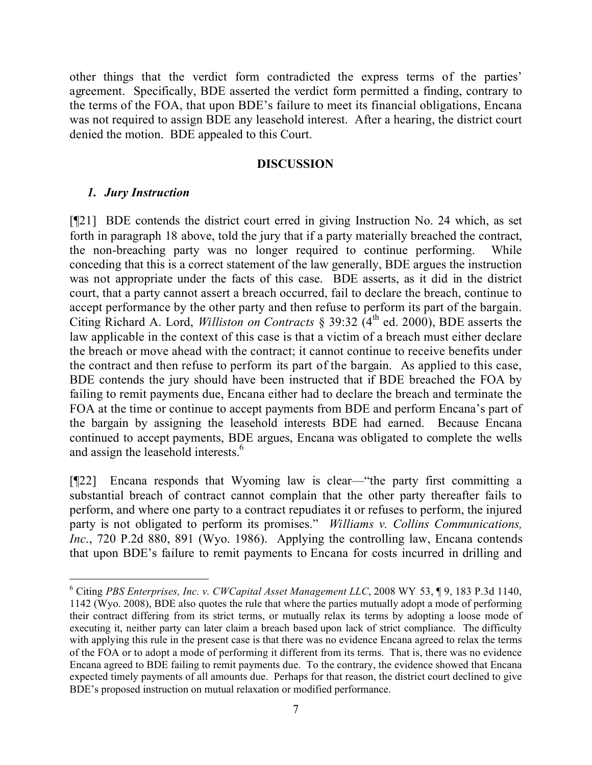other things that the verdict form contradicted the express terms of the parties' agreement. Specifically, BDE asserted the verdict form permitted a finding, contrary to the terms of the FOA, that upon BDE's failure to meet its financial obligations, Encana was not required to assign BDE any leasehold interest. After a hearing, the district court denied the motion. BDE appealed to this Court.

## DISCUSSION

### *1. Jury Instruction*

[¶21] BDE contends the district court erred in giving Instruction No. 24 which, as set forth in paragraph 18 above, told the jury that if a party materially breached the contract, the non-breaching party was no longer required to continue performing. While conceding that this is a correct statement of the law generally, BDE argues the instruction was not appropriate under the facts of this case. BDE asserts, as it did in the district court, that a party cannot assert a breach occurred, fail to declare the breach, continue to accept performance by the other party and then refuse to perform its part of the bargain. Citing Richard A. Lord, *Williston on Contracts* § 39:32 (4th ed. 2000), BDE asserts the law applicable in the context of this case is that a victim of a breach must either declare the breach or move ahead with the contract; it cannot continue to receive benefits under the contract and then refuse to perform its part of the bargain. As applied to this case, BDE contends the jury should have been instructed that if BDE breached the FOA by failing to remit payments due, Encana either had to declare the breach and terminate the FOA at the time or continue to accept payments from BDE and perform Encana's part of the bargain by assigning the leasehold interests BDE had earned. Because Encana continued to accept payments, BDE argues, Encana was obligated to complete the wells and assign the leasehold interests.[6]

[¶22] Encana responds that Wyoming law is clear—"the party first committing a substantial breach of contract cannot complain that the other party thereafter fails to perform, and where one party to a contract repudiates it or refuses to perform, the injured party is not obligated to perform its promises." *Williams v. Collins Communications, Inc.*, 720 P.2d 880, 891 (Wyo. 1986). Applying the controlling law, Encana contends that upon BDE's failure to remit payments to Encana for costs incurred in drilling and

---

[6] Citing *PBS Enterprises, Inc. v. CWCapital Asset Management LLC*, 2008 WY 53, ¶ 9, 183 P.3d 1140, 1142 (Wyo. 2008), BDE also quotes the rule that where the parties mutually adopt a mode of performing their contract differing from its strict terms, or mutually relax its terms by adopting a loose mode of executing it, neither party can later claim a breach based upon lack of strict compliance. The difficulty with applying this rule in the present case is that there was no evidence Encana agreed to relax the terms of the FOA or to adopt a mode of performing it different from its terms. That is, there was no evidence Encana agreed to BDE failing to remit payments due. To the contrary, the evidence showed that Encana expected timely payments of all amounts due. Perhaps for that reason, the district court declined to give BDE's proposed instruction on mutual relaxation or modified performance.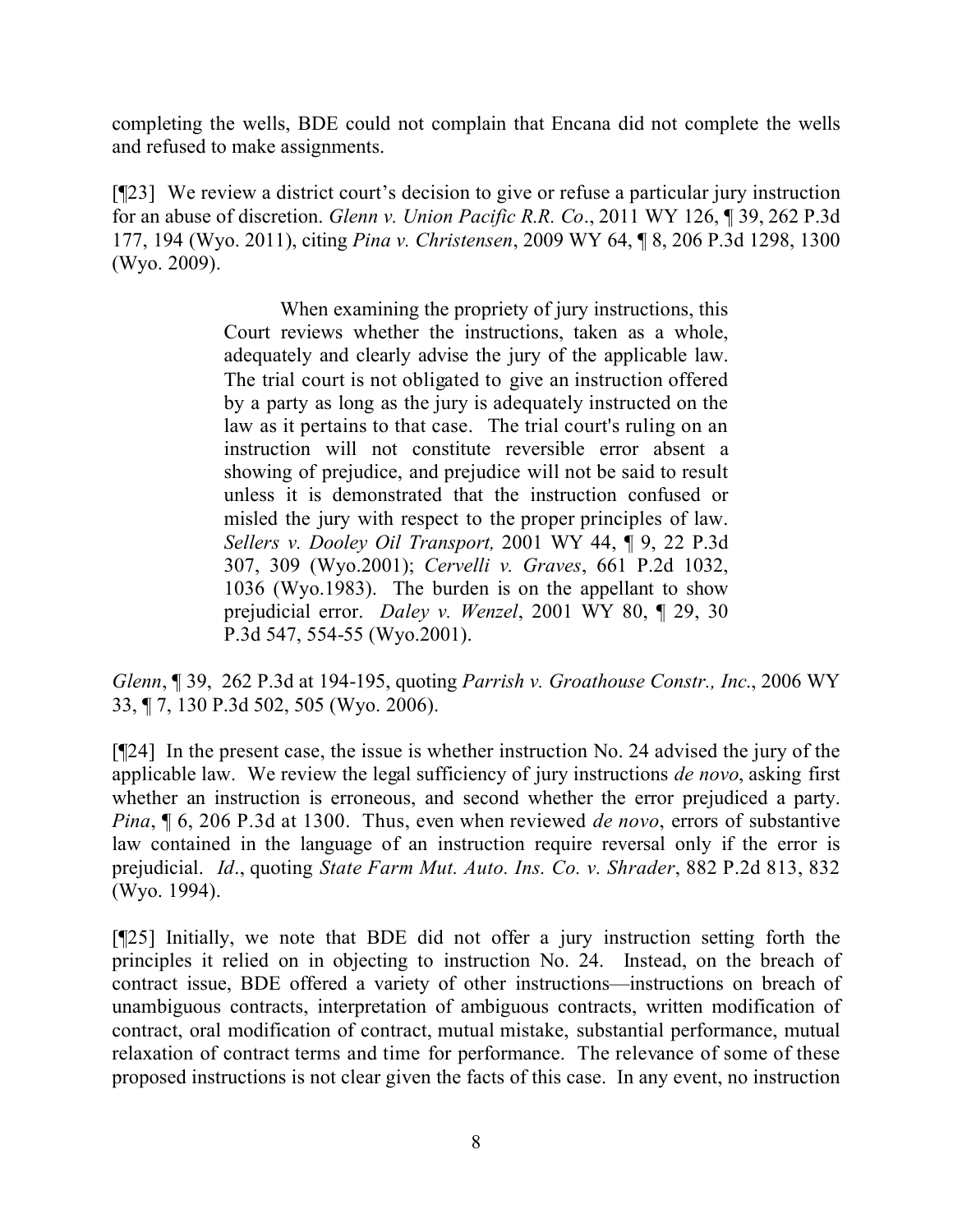completing the wells, BDE could not complain that Encana did not complete the wells and refused to make assignments.

[¶23] We review a district court's decision to give or refuse a particular jury instruction for an abuse of discretion. *Glenn v. Union Pacific R.R. Co*., 2011 WY 126, ¶ 39, 262 P.3d 177, 194 (Wyo. 2011), citing *Pina v. Christensen*, 2009 WY 64, ¶ 8, 206 P.3d 1298, 1300 (Wyo. 2009).

> When examining the propriety of jury instructions, this Court reviews whether the instructions, taken as a whole, adequately and clearly advise the jury of the applicable law. The trial court is not obligated to give an instruction offered by a party as long as the jury is adequately instructed on the law as it pertains to that case. The trial court's ruling on an instruction will not constitute reversible error absent a showing of prejudice, and prejudice will not be said to result unless it is demonstrated that the instruction confused or misled the jury with respect to the proper principles of law. *Sellers v. Dooley Oil Transport,* 2001 WY 44, ¶ 9, 22 P.3d 307, 309 (Wyo.2001); *Cervelli v. Graves*, 661 P.2d 1032, 1036 (Wyo.1983). The burden is on the appellant to show prejudicial error. *Daley v. Wenzel*, 2001 WY 80, ¶ 29, 30 P.3d 547, 554-55 (Wyo.2001).

*Glenn*, ¶ 39, 262 P.3d at 194-195, quoting *Parrish v. Groathouse Constr., Inc*., 2006 WY 33, ¶ 7, 130 P.3d 502, 505 (Wyo. 2006).

[¶24] In the present case, the issue is whether instruction No. 24 advised the jury of the applicable law. We review the legal sufficiency of jury instructions *de novo*, asking first whether an instruction is erroneous, and second whether the error prejudiced a party. *Pina*, ¶ 6, 206 P.3d at 1300. Thus, even when reviewed *de novo*, errors of substantive law contained in the language of an instruction require reversal only if the error is prejudicial. *Id*., quoting *State Farm Mut. Auto. Ins. Co. v. Shrader*, 882 P.2d 813, 832 (Wyo. 1994).

[¶25] Initially, we note that BDE did not offer a jury instruction setting forth the principles it relied on in objecting to instruction No. 24. Instead, on the breach of contract issue, BDE offered a variety of other instructions—instructions on breach of unambiguous contracts, interpretation of ambiguous contracts, written modification of contract, oral modification of contract, mutual mistake, substantial performance, mutual relaxation of contract terms and time for performance. The relevance of some of these proposed instructions is not clear given the facts of this case. In any event, no instruction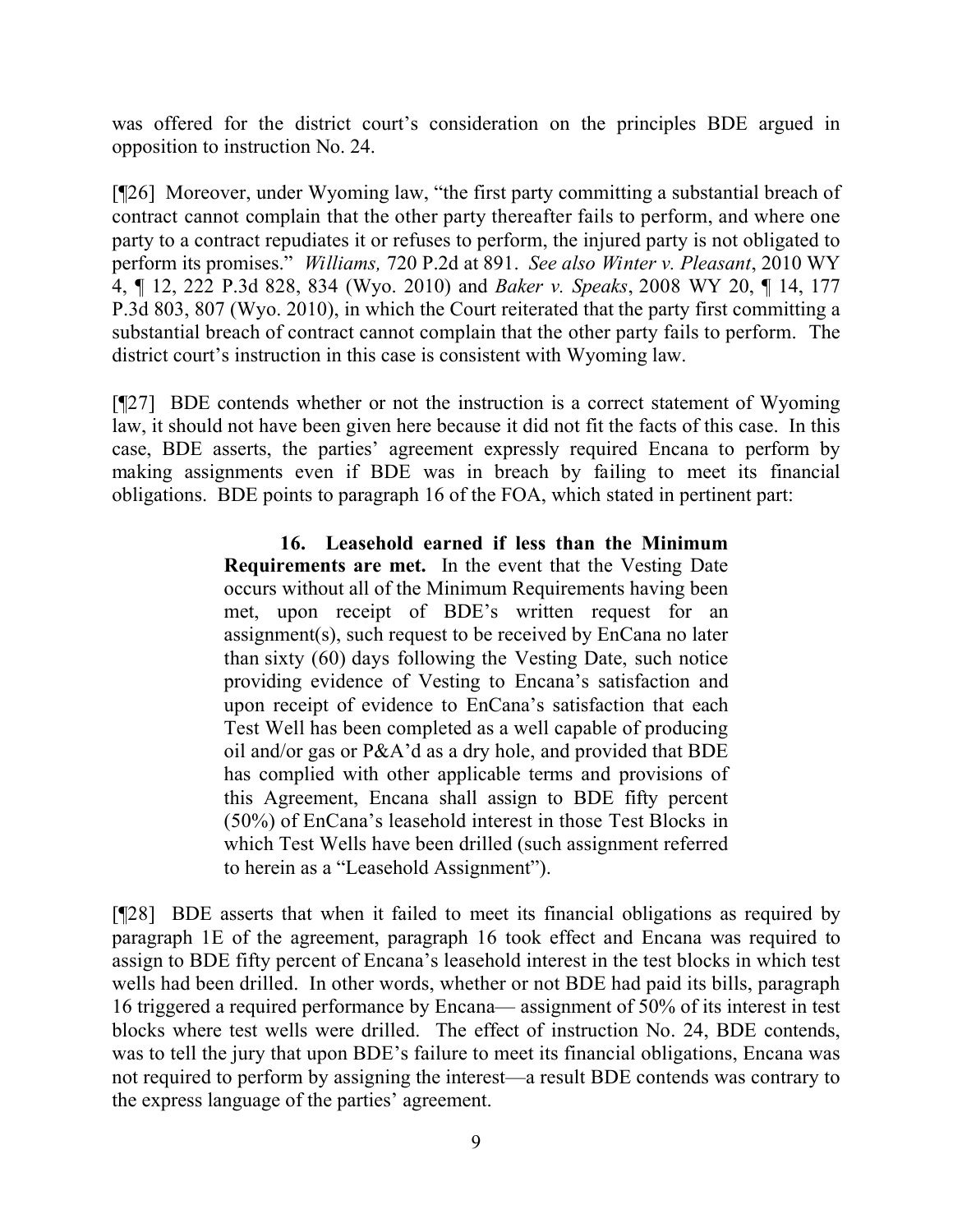was offered for the district court's consideration on the principles BDE argued in opposition to instruction No. 24.

[¶26] Moreover, under Wyoming law, "the first party committing a substantial breach of contract cannot complain that the other party thereafter fails to perform, and where one party to a contract repudiates it or refuses to perform, the injured party is not obligated to perform its promises." *Williams,* 720 P.2d at 891. *See also Winter v. Pleasant*, 2010 WY 4, ¶ 12, 222 P.3d 828, 834 (Wyo. 2010) and *Baker v. Speaks*, 2008 WY 20, ¶ 14, 177 P.3d 803, 807 (Wyo. 2010), in which the Court reiterated that the party first committing a substantial breach of contract cannot complain that the other party fails to perform. The district court's instruction in this case is consistent with Wyoming law.

[¶27] BDE contends whether or not the instruction is a correct statement of Wyoming law, it should not have been given here because it did not fit the facts of this case. In this case, BDE asserts, the parties' agreement expressly required Encana to perform by making assignments even if BDE was in breach by failing to meet its financial obligations. BDE points to paragraph 16 of the FOA, which stated in pertinent part:

> **16. Leasehold earned if less than the Minimum Requirements are met.** In the event that the Vesting Date occurs without all of the Minimum Requirements having been met, upon receipt of BDE's written request for an assignment(s), such request to be received by EnCana no later than sixty (60) days following the Vesting Date, such notice providing evidence of Vesting to Encana's satisfaction and upon receipt of evidence to EnCana's satisfaction that each Test Well has been completed as a well capable of producing oil and/or gas or P&A'd as a dry hole, and provided that BDE has complied with other applicable terms and provisions of this Agreement, Encana shall assign to BDE fifty percent (50%) of EnCana's leasehold interest in those Test Blocks in which Test Wells have been drilled (such assignment referred to herein as a "Leasehold Assignment").

[¶28] BDE asserts that when it failed to meet its financial obligations as required by paragraph 1E of the agreement, paragraph 16 took effect and Encana was required to assign to BDE fifty percent of Encana's leasehold interest in the test blocks in which test wells had been drilled. In other words, whether or not BDE had paid its bills, paragraph 16 triggered a required performance by Encana— assignment of 50% of its interest in test blocks where test wells were drilled. The effect of instruction No. 24, BDE contends, was to tell the jury that upon BDE's failure to meet its financial obligations, Encana was not required to perform by assigning the interest—a result BDE contends was contrary to the express language of the parties' agreement.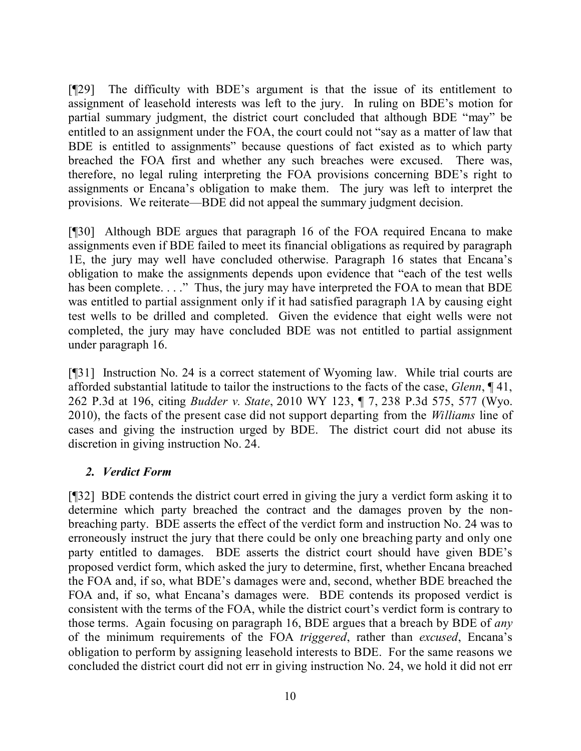[¶29] The difficulty with BDE's argument is that the issue of its entitlement to assignment of leasehold interests was left to the jury. In ruling on BDE's motion for partial summary judgment, the district court concluded that although BDE "may" be entitled to an assignment under the FOA, the court could not "say as a matter of law that BDE is entitled to assignments" because questions of fact existed as to which party breached the FOA first and whether any such breaches were excused. There was, therefore, no legal ruling interpreting the FOA provisions concerning BDE's right to assignments or Encana's obligation to make them. The jury was left to interpret the provisions. We reiterate—BDE did not appeal the summary judgment decision.

[¶30] Although BDE argues that paragraph 16 of the FOA required Encana to make assignments even if BDE failed to meet its financial obligations as required by paragraph 1E, the jury may well have concluded otherwise. Paragraph 16 states that Encana's obligation to make the assignments depends upon evidence that "each of the test wells has been complete. . . ." Thus, the jury may have interpreted the FOA to mean that BDE was entitled to partial assignment only if it had satisfied paragraph 1A by causing eight test wells to be drilled and completed. Given the evidence that eight wells were not completed, the jury may have concluded BDE was not entitled to partial assignment under paragraph 16.

[¶31] Instruction No. 24 is a correct statement of Wyoming law. While trial courts are afforded substantial latitude to tailor the instructions to the facts of the case, *Glenn*, ¶ 41, 262 P.3d at 196, citing *Budder v. State*, 2010 WY 123, ¶ 7, 238 P.3d 575, 577 (Wyo. 2010), the facts of the present case did not support departing from the *Williams* line of cases and giving the instruction urged by BDE. The district court did not abuse its discretion in giving instruction No. 24.

### *2. Verdict Form*

[¶32] BDE contends the district court erred in giving the jury a verdict form asking it to determine which party breached the contract and the damages proven by the non-breaching party. BDE asserts the effect of the verdict form and instruction No. 24 was to erroneously instruct the jury that there could be only one breaching party and only one party entitled to damages. BDE asserts the district court should have given BDE's proposed verdict form, which asked the jury to determine, first, whether Encana breached the FOA and, if so, what BDE's damages were and, second, whether BDE breached the FOA and, if so, what Encana's damages were. BDE contends its proposed verdict is consistent with the terms of the FOA, while the district court's verdict form is contrary to those terms. Again focusing on paragraph 16, BDE argues that a breach by BDE of *any* of the minimum requirements of the FOA *triggered*, rather than *excused*, Encana's obligation to perform by assigning leasehold interests to BDE. For the same reasons we concluded the district court did not err in giving instruction No. 24, we hold it did not err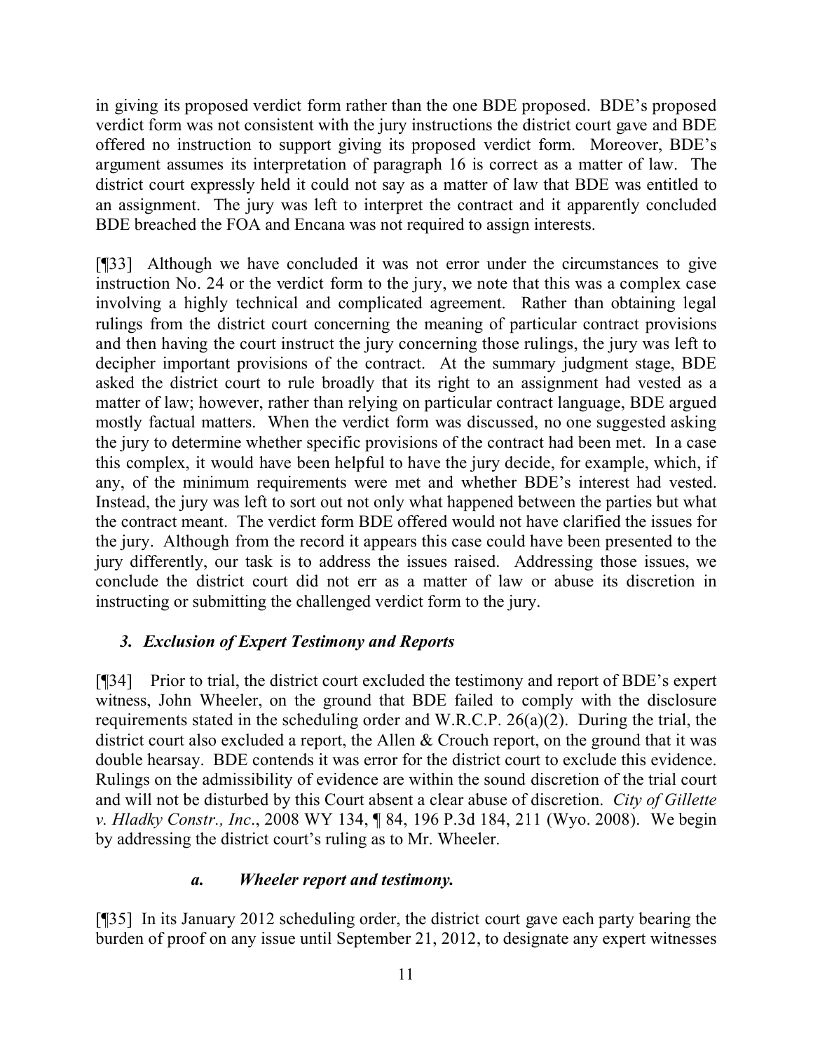in giving its proposed verdict form rather than the one BDE proposed. BDE's proposed verdict form was not consistent with the jury instructions the district court gave and BDE offered no instruction to support giving its proposed verdict form. Moreover, BDE's argument assumes its interpretation of paragraph 16 is correct as a matter of law. The district court expressly held it could not say as a matter of law that BDE was entitled to an assignment. The jury was left to interpret the contract and it apparently concluded BDE breached the FOA and Encana was not required to assign interests.

[¶33] Although we have concluded it was not error under the circumstances to give instruction No. 24 or the verdict form to the jury, we note that this was a complex case involving a highly technical and complicated agreement. Rather than obtaining legal rulings from the district court concerning the meaning of particular contract provisions and then having the court instruct the jury concerning those rulings, the jury was left to decipher important provisions of the contract. At the summary judgment stage, BDE asked the district court to rule broadly that its right to an assignment had vested as a matter of law; however, rather than relying on particular contract language, BDE argued mostly factual matters. When the verdict form was discussed, no one suggested asking the jury to determine whether specific provisions of the contract had been met. In a case this complex, it would have been helpful to have the jury decide, for example, which, if any, of the minimum requirements were met and whether BDE's interest had vested. Instead, the jury was left to sort out not only what happened between the parties but what the contract meant. The verdict form BDE offered would not have clarified the issues for the jury. Although from the record it appears this case could have been presented to the jury differently, our task is to address the issues raised. Addressing those issues, we conclude the district court did not err as a matter of law or abuse its discretion in instructing or submitting the challenged verdict form to the jury.

### *3. Exclusion of Expert Testimony and Reports*

[¶34] Prior to trial, the district court excluded the testimony and report of BDE's expert witness, John Wheeler, on the ground that BDE failed to comply with the disclosure requirements stated in the scheduling order and W.R.C.P. 26(a)(2). During the trial, the district court also excluded a report, the Allen & Crouch report, on the ground that it was double hearsay. BDE contends it was error for the district court to exclude this evidence. Rulings on the admissibility of evidence are within the sound discretion of the trial court and will not be disturbed by this Court absent a clear abuse of discretion. *City of Gillette v. Hladky Constr., Inc*., 2008 WY 134, ¶ 84, 196 P.3d 184, 211 (Wyo. 2008). We begin by addressing the district court's ruling as to Mr. Wheeler.

#### *a. Wheeler report and testimony.*

[¶35] In its January 2012 scheduling order, the district court gave each party bearing the burden of proof on any issue until September 21, 2012, to designate any expert witnesses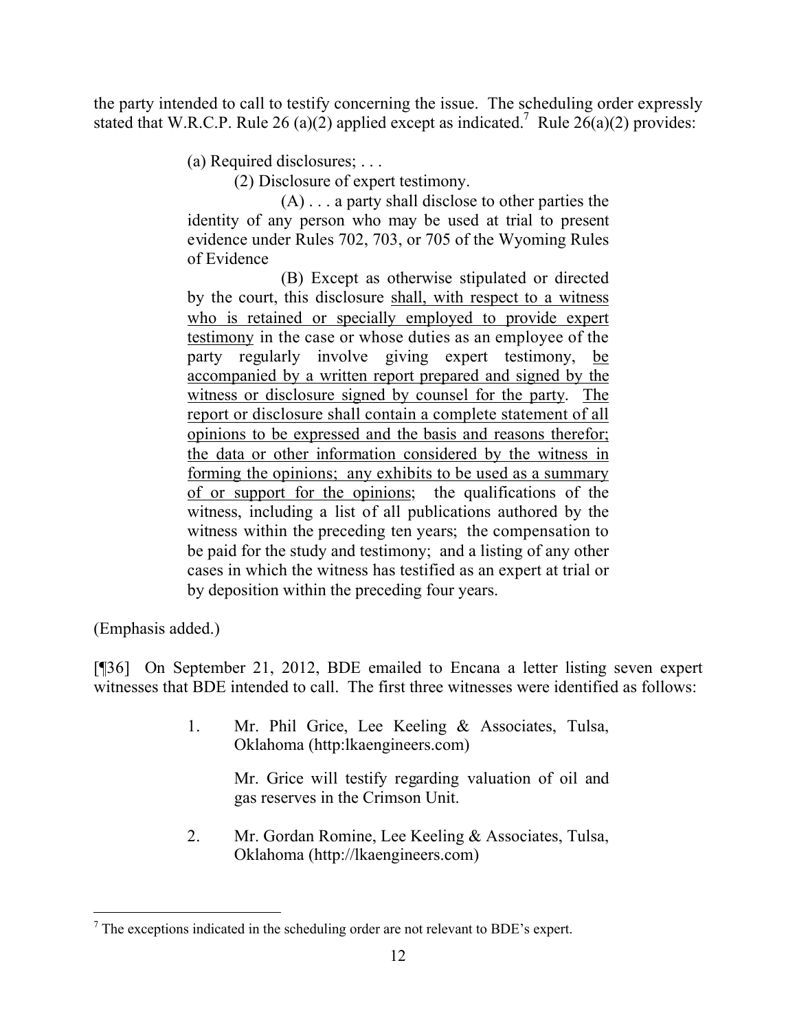the party intended to call to testify concerning the issue. The scheduling order expressly stated that W.R.C.P. Rule 26 (a)(2) applied except as indicated.[7] Rule 26(a)(2) provides:

> (a) Required disclosures; . . .
>
> (2) Disclosure of expert testimony.
>
> (A) . . . a party shall disclose to other parties the identity of any person who may be used at trial to present evidence under Rules 702, 703, or 705 of the Wyoming Rules of Evidence
>
> (B) Except as otherwise stipulated or directed by the court, this disclosure <u>shall, with respect to a witness who is retained or specially employed to provide expert testimony</u> in the case or whose duties as an employee of the party regularly involve giving expert testimony, <u>be accompanied by a written report prepared and signed by the witness or disclosure signed by counsel for the party</u>. <u>The report or disclosure shall contain a complete statement of all opinions to be expressed and the basis and reasons therefor; the data or other information considered by the witness in forming the opinions; any exhibits to be used as a summary of or support for the opinions</u>; the qualifications of the witness, including a list of all publications authored by the witness within the preceding ten years; the compensation to be paid for the study and testimony; and a listing of any other cases in which the witness has testified as an expert at trial or by deposition within the preceding four years.

(Emphasis added.)

[¶36] On September 21, 2012, BDE emailed to Encana a letter listing seven expert witnesses that BDE intended to call. The first three witnesses were identified as follows:

> 1. Mr. Phil Grice, Lee Keeling & Associates, Tulsa, Oklahoma (http:lkaengineers.com)
>
> Mr. Grice will testify regarding valuation of oil and gas reserves in the Crimson Unit.
>
> 2. Mr. Gordan Romine, Lee Keeling & Associates, Tulsa, Oklahoma (http://lkaengineers.com)

---

[7] The exceptions indicated in the scheduling order are not relevant to BDE's expert.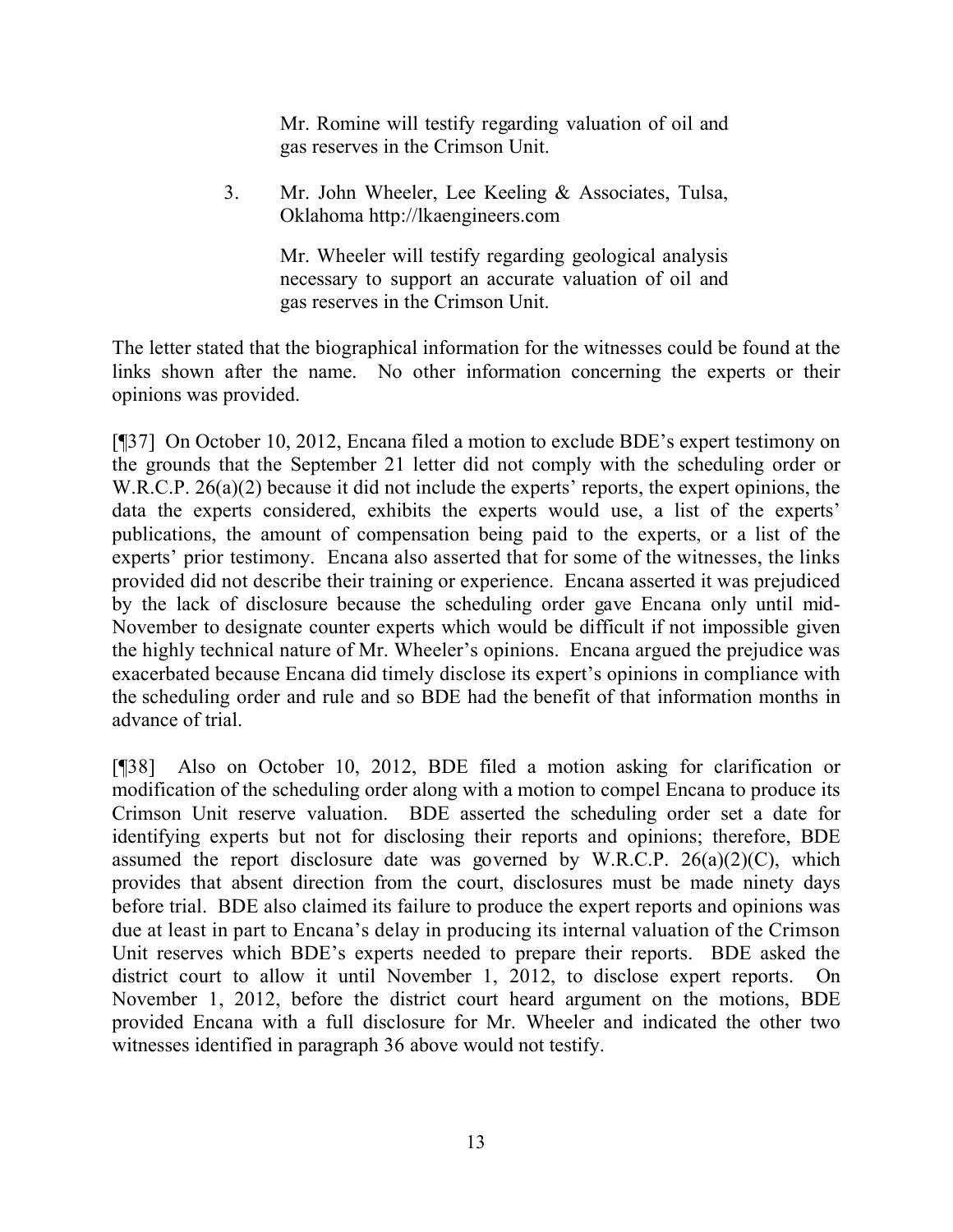> Mr. Romine will testify regarding valuation of oil and gas reserves in the Crimson Unit.

> 3. Mr. John Wheeler, Lee Keeling & Associates, Tulsa, Oklahoma http://lkaengineers.com
>
> Mr. Wheeler will testify regarding geological analysis necessary to support an accurate valuation of oil and gas reserves in the Crimson Unit.

The letter stated that the biographical information for the witnesses could be found at the links shown after the name. No other information concerning the experts or their opinions was provided.

[¶37] On October 10, 2012, Encana filed a motion to exclude BDE's expert testimony on the grounds that the September 21 letter did not comply with the scheduling order or W.R.C.P. 26(a)(2) because it did not include the experts' reports, the expert opinions, the data the experts considered, exhibits the experts would use, a list of the experts' publications, the amount of compensation being paid to the experts, or a list of the experts' prior testimony. Encana also asserted that for some of the witnesses, the links provided did not describe their training or experience. Encana asserted it was prejudiced by the lack of disclosure because the scheduling order gave Encana only until mid-November to designate counter experts which would be difficult if not impossible given the highly technical nature of Mr. Wheeler's opinions. Encana argued the prejudice was exacerbated because Encana did timely disclose its expert's opinions in compliance with the scheduling order and rule and so BDE had the benefit of that information months in advance of trial.

[¶38] Also on October 10, 2012, BDE filed a motion asking for clarification or modification of the scheduling order along with a motion to compel Encana to produce its Crimson Unit reserve valuation. BDE asserted the scheduling order set a date for identifying experts but not for disclosing their reports and opinions; therefore, BDE assumed the report disclosure date was governed by W.R.C.P. 26(a)(2)(C), which provides that absent direction from the court, disclosures must be made ninety days before trial. BDE also claimed its failure to produce the expert reports and opinions was due at least in part to Encana's delay in producing its internal valuation of the Crimson Unit reserves which BDE's experts needed to prepare their reports. BDE asked the district court to allow it until November 1, 2012, to disclose expert reports. On November 1, 2012, before the district court heard argument on the motions, BDE provided Encana with a full disclosure for Mr. Wheeler and indicated the other two witnesses identified in paragraph 36 above would not testify.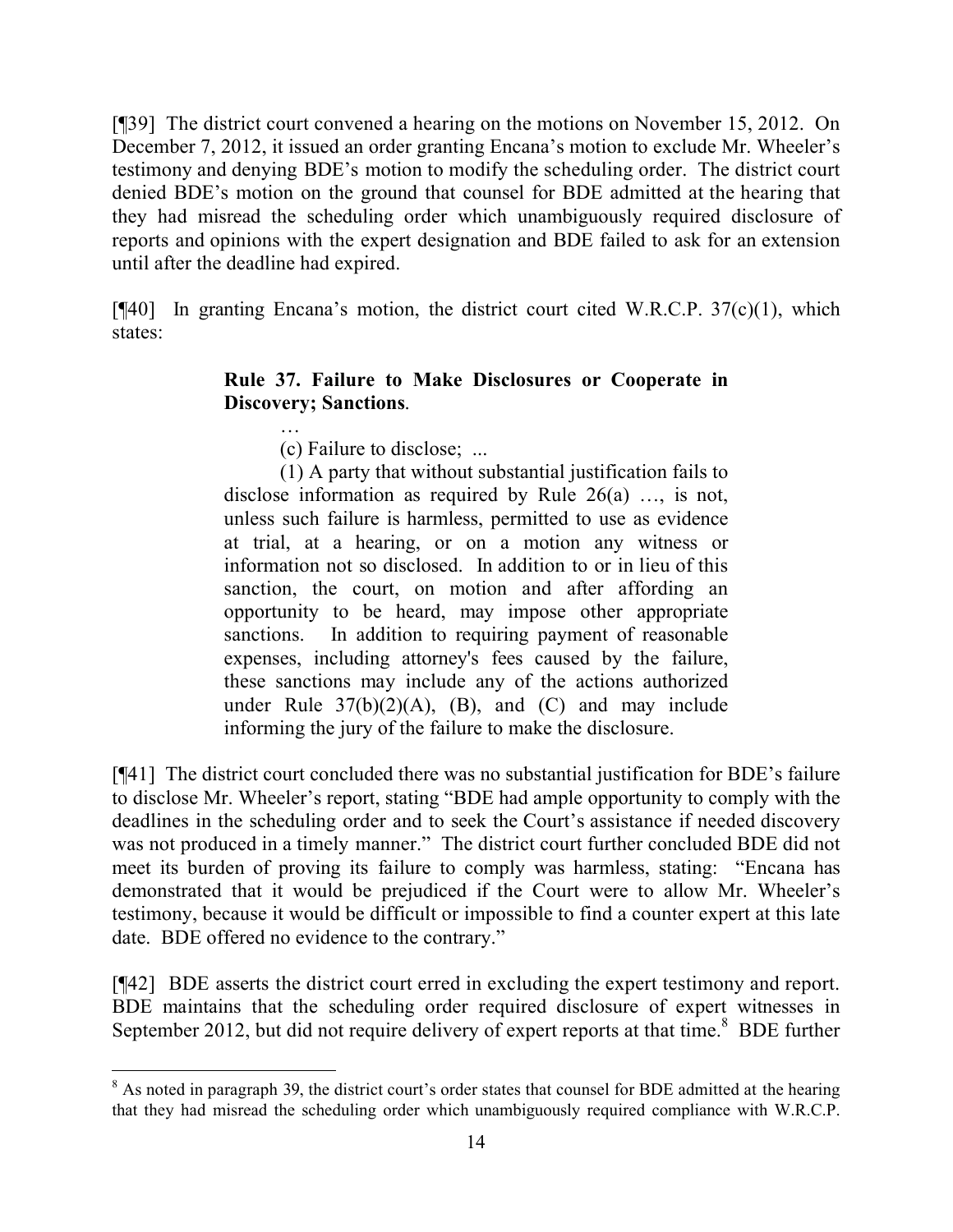[¶39] The district court convened a hearing on the motions on November 15, 2012. On December 7, 2012, it issued an order granting Encana's motion to exclude Mr. Wheeler's testimony and denying BDE's motion to modify the scheduling order. The district court denied BDE's motion on the ground that counsel for BDE admitted at the hearing that they had misread the scheduling order which unambiguously required disclosure of reports and opinions with the expert designation and BDE failed to ask for an extension until after the deadline had expired.

[¶40] In granting Encana's motion, the district court cited W.R.C.P. 37(c)(1), which states:

> **Rule 37. Failure to Make Disclosures or Cooperate in Discovery; Sanctions**.
>
> …
>
> (c) Failure to disclose; ...
>
> (1) A party that without substantial justification fails to disclose information as required by Rule 26(a) …, is not, unless such failure is harmless, permitted to use as evidence at trial, at a hearing, or on a motion any witness or information not so disclosed. In addition to or in lieu of this sanction, the court, on motion and after affording an opportunity to be heard, may impose other appropriate sanctions. In addition to requiring payment of reasonable expenses, including attorney's fees caused by the failure, these sanctions may include any of the actions authorized under Rule 37(b)(2)(A), (B), and (C) and may include informing the jury of the failure to make the disclosure.

[¶41] The district court concluded there was no substantial justification for BDE's failure to disclose Mr. Wheeler's report, stating "BDE had ample opportunity to comply with the deadlines in the scheduling order and to seek the Court's assistance if needed discovery was not produced in a timely manner." The district court further concluded BDE did not meet its burden of proving its failure to comply was harmless, stating: "Encana has demonstrated that it would be prejudiced if the Court were to allow Mr. Wheeler's testimony, because it would be difficult or impossible to find a counter expert at this late date. BDE offered no evidence to the contrary."

[¶42] BDE asserts the district court erred in excluding the expert testimony and report. BDE maintains that the scheduling order required disclosure of expert witnesses in September 2012, but did not require delivery of expert reports at that time.[8] BDE further

---

[8] As noted in paragraph 39, the district court's order states that counsel for BDE admitted at the hearing that they had misread the scheduling order which unambiguously required compliance with W.R.C.P.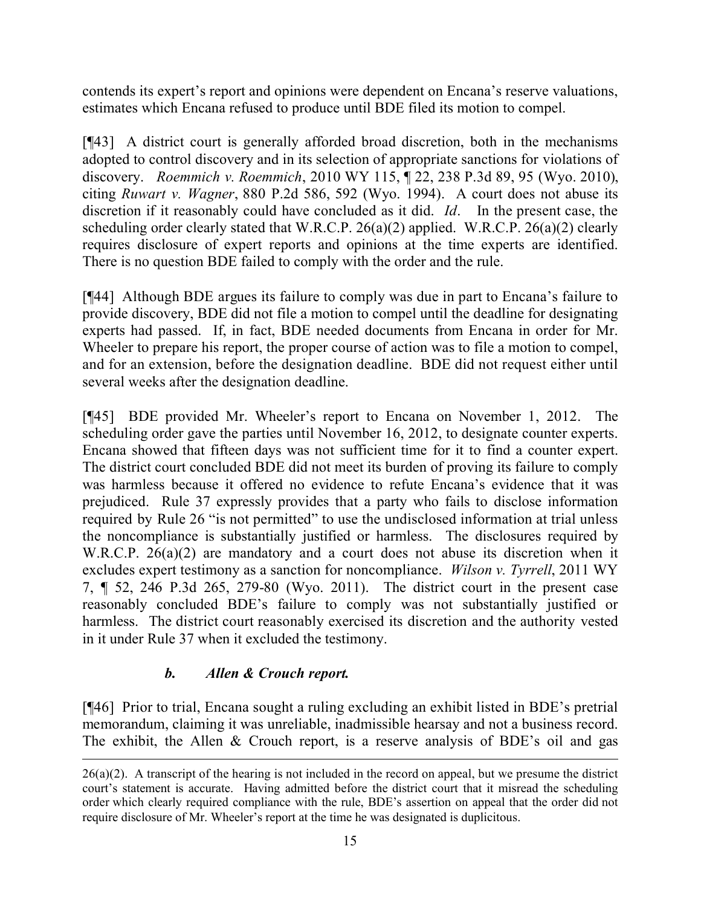contends its expert's report and opinions were dependent on Encana's reserve valuations, estimates which Encana refused to produce until BDE filed its motion to compel.

[¶43] A district court is generally afforded broad discretion, both in the mechanisms adopted to control discovery and in its selection of appropriate sanctions for violations of discovery. *Roemmich v. Roemmich*, 2010 WY 115, ¶ 22, 238 P.3d 89, 95 (Wyo. 2010), citing *Ruwart v. Wagner*, 880 P.2d 586, 592 (Wyo. 1994). A court does not abuse its discretion if it reasonably could have concluded as it did. *Id*. In the present case, the scheduling order clearly stated that W.R.C.P. 26(a)(2) applied. W.R.C.P. 26(a)(2) clearly requires disclosure of expert reports and opinions at the time experts are identified. There is no question BDE failed to comply with the order and the rule.

[¶44] Although BDE argues its failure to comply was due in part to Encana's failure to provide discovery, BDE did not file a motion to compel until the deadline for designating experts had passed. If, in fact, BDE needed documents from Encana in order for Mr. Wheeler to prepare his report, the proper course of action was to file a motion to compel, and for an extension, before the designation deadline. BDE did not request either until several weeks after the designation deadline.

[¶45] BDE provided Mr. Wheeler's report to Encana on November 1, 2012. The scheduling order gave the parties until November 16, 2012, to designate counter experts. Encana showed that fifteen days was not sufficient time for it to find a counter expert. The district court concluded BDE did not meet its burden of proving its failure to comply was harmless because it offered no evidence to refute Encana's evidence that it was prejudiced. Rule 37 expressly provides that a party who fails to disclose information required by Rule 26 "is not permitted" to use the undisclosed information at trial unless the noncompliance is substantially justified or harmless. The disclosures required by W.R.C.P. 26(a)(2) are mandatory and a court does not abuse its discretion when it excludes expert testimony as a sanction for noncompliance. *Wilson v. Tyrrell*, 2011 WY 7, ¶ 52, 246 P.3d 265, 279-80 (Wyo. 2011). The district court in the present case reasonably concluded BDE's failure to comply was not substantially justified or harmless. The district court reasonably exercised its discretion and the authority vested in it under Rule 37 when it excluded the testimony.

### ***b. Allen & Crouch report.***

[¶46] Prior to trial, Encana sought a ruling excluding an exhibit listed in BDE's pretrial memorandum, claiming it was unreliable, inadmissible hearsay and not a business record. The exhibit, the Allen & Crouch report, is a reserve analysis of BDE's oil and gas

---

26(a)(2). A transcript of the hearing is not included in the record on appeal, but we presume the district court's statement is accurate. Having admitted before the district court that it misread the scheduling order which clearly required compliance with the rule, BDE's assertion on appeal that the order did not require disclosure of Mr. Wheeler's report at the time he was designated is duplicitous.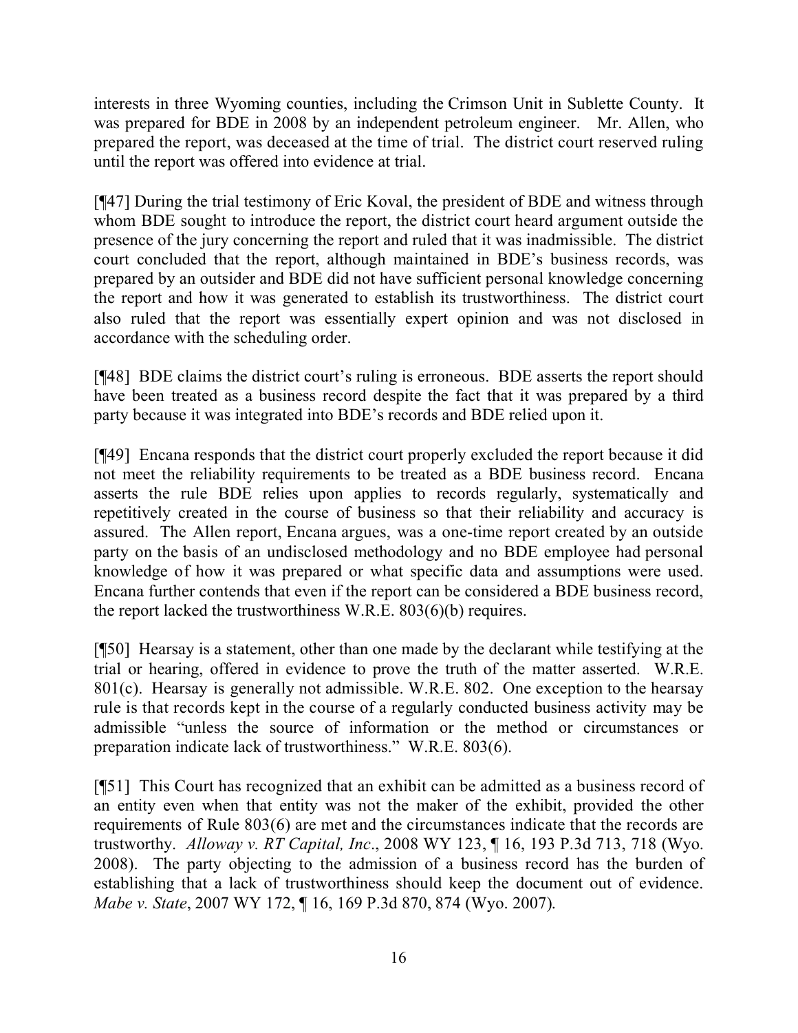interests in three Wyoming counties, including the Crimson Unit in Sublette County. It was prepared for BDE in 2008 by an independent petroleum engineer. Mr. Allen, who prepared the report, was deceased at the time of trial. The district court reserved ruling until the report was offered into evidence at trial.

[¶47] During the trial testimony of Eric Koval, the president of BDE and witness through whom BDE sought to introduce the report, the district court heard argument outside the presence of the jury concerning the report and ruled that it was inadmissible. The district court concluded that the report, although maintained in BDE's business records, was prepared by an outsider and BDE did not have sufficient personal knowledge concerning the report and how it was generated to establish its trustworthiness. The district court also ruled that the report was essentially expert opinion and was not disclosed in accordance with the scheduling order.

[¶48] BDE claims the district court's ruling is erroneous. BDE asserts the report should have been treated as a business record despite the fact that it was prepared by a third party because it was integrated into BDE's records and BDE relied upon it.

[¶49] Encana responds that the district court properly excluded the report because it did not meet the reliability requirements to be treated as a BDE business record. Encana asserts the rule BDE relies upon applies to records regularly, systematically and repetitively created in the course of business so that their reliability and accuracy is assured. The Allen report, Encana argues, was a one-time report created by an outside party on the basis of an undisclosed methodology and no BDE employee had personal knowledge of how it was prepared or what specific data and assumptions were used. Encana further contends that even if the report can be considered a BDE business record, the report lacked the trustworthiness W.R.E. 803(6)(b) requires.

[¶50] Hearsay is a statement, other than one made by the declarant while testifying at the trial or hearing, offered in evidence to prove the truth of the matter asserted. W.R.E. 801(c). Hearsay is generally not admissible. W.R.E. 802. One exception to the hearsay rule is that records kept in the course of a regularly conducted business activity may be admissible "unless the source of information or the method or circumstances or preparation indicate lack of trustworthiness." W.R.E. 803(6).

[¶51] This Court has recognized that an exhibit can be admitted as a business record of an entity even when that entity was not the maker of the exhibit, provided the other requirements of Rule 803(6) are met and the circumstances indicate that the records are trustworthy. *Alloway v. RT Capital, Inc*., 2008 WY 123, ¶ 16, 193 P.3d 713, 718 (Wyo. 2008). The party objecting to the admission of a business record has the burden of establishing that a lack of trustworthiness should keep the document out of evidence. *Mabe v. State*, 2007 WY 172, ¶ 16, 169 P.3d 870, 874 (Wyo. 2007).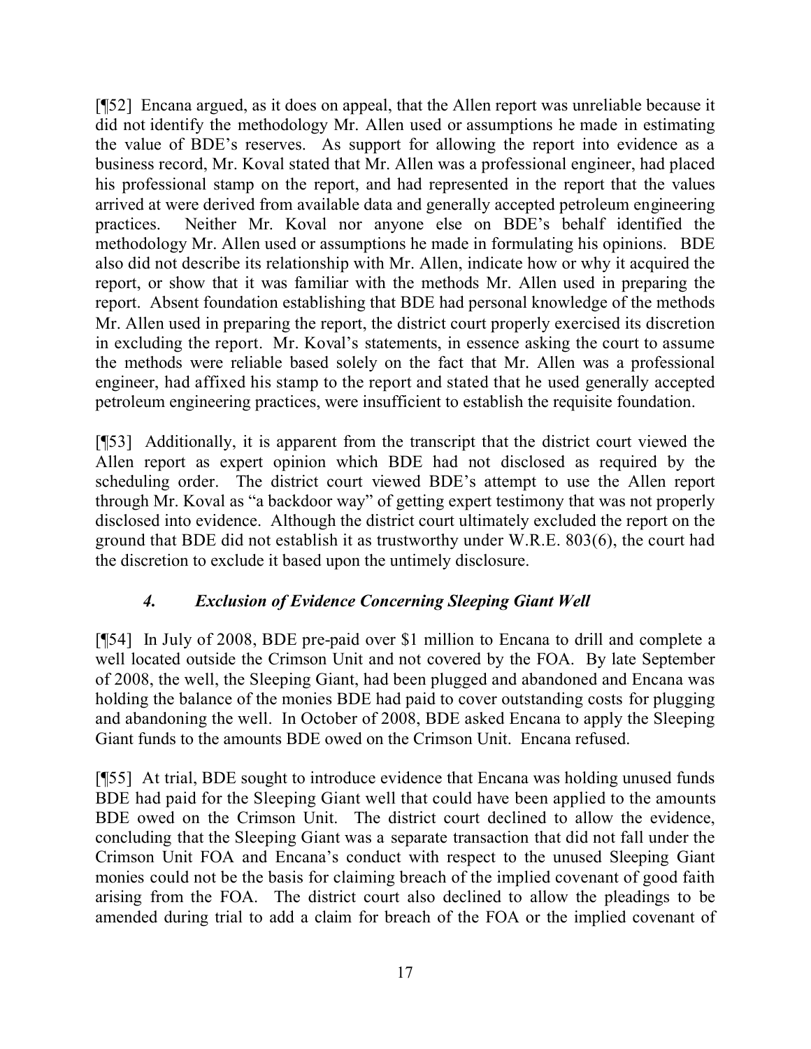[¶52] Encana argued, as it does on appeal, that the Allen report was unreliable because it did not identify the methodology Mr. Allen used or assumptions he made in estimating the value of BDE's reserves. As support for allowing the report into evidence as a business record, Mr. Koval stated that Mr. Allen was a professional engineer, had placed his professional stamp on the report, and had represented in the report that the values arrived at were derived from available data and generally accepted petroleum engineering practices. Neither Mr. Koval nor anyone else on BDE's behalf identified the methodology Mr. Allen used or assumptions he made in formulating his opinions. BDE also did not describe its relationship with Mr. Allen, indicate how or why it acquired the report, or show that it was familiar with the methods Mr. Allen used in preparing the report. Absent foundation establishing that BDE had personal knowledge of the methods Mr. Allen used in preparing the report, the district court properly exercised its discretion in excluding the report. Mr. Koval's statements, in essence asking the court to assume the methods were reliable based solely on the fact that Mr. Allen was a professional engineer, had affixed his stamp to the report and stated that he used generally accepted petroleum engineering practices, were insufficient to establish the requisite foundation.

[¶53] Additionally, it is apparent from the transcript that the district court viewed the Allen report as expert opinion which BDE had not disclosed as required by the scheduling order. The district court viewed BDE's attempt to use the Allen report through Mr. Koval as "a backdoor way" of getting expert testimony that was not properly disclosed into evidence. Although the district court ultimately excluded the report on the ground that BDE did not establish it as trustworthy under W.R.E. 803(6), the court had the discretion to exclude it based upon the untimely disclosure.

### *4. Exclusion of Evidence Concerning Sleeping Giant Well*

[¶54] In July of 2008, BDE pre-paid over $1 million to Encana to drill and complete a well located outside the Crimson Unit and not covered by the FOA. By late September of 2008, the well, the Sleeping Giant, had been plugged and abandoned and Encana was holding the balance of the monies BDE had paid to cover outstanding costs for plugging and abandoning the well. In October of 2008, BDE asked Encana to apply the Sleeping Giant funds to the amounts BDE owed on the Crimson Unit. Encana refused.

[¶55] At trial, BDE sought to introduce evidence that Encana was holding unused funds BDE had paid for the Sleeping Giant well that could have been applied to the amounts BDE owed on the Crimson Unit. The district court declined to allow the evidence, concluding that the Sleeping Giant was a separate transaction that did not fall under the Crimson Unit FOA and Encana's conduct with respect to the unused Sleeping Giant monies could not be the basis for claiming breach of the implied covenant of good faith arising from the FOA. The district court also declined to allow the pleadings to be amended during trial to add a claim for breach of the FOA or the implied covenant of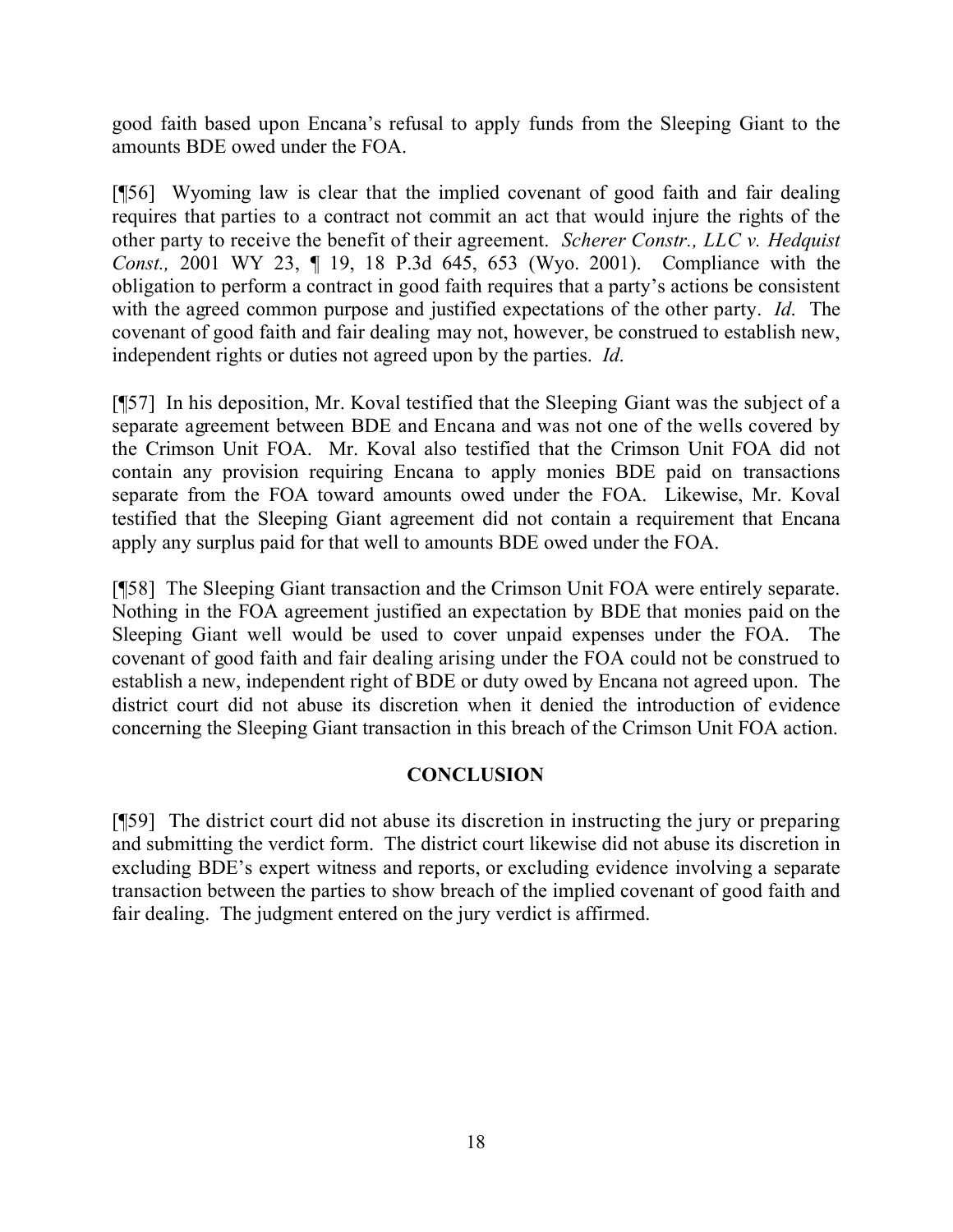good faith based upon Encana's refusal to apply funds from the Sleeping Giant to the amounts BDE owed under the FOA.

[¶56] Wyoming law is clear that the implied covenant of good faith and fair dealing requires that parties to a contract not commit an act that would injure the rights of the other party to receive the benefit of their agreement. *Scherer Constr., LLC v. Hedquist Const.,* 2001 WY 23, ¶ 19, 18 P.3d 645, 653 (Wyo. 2001). Compliance with the obligation to perform a contract in good faith requires that a party's actions be consistent with the agreed common purpose and justified expectations of the other party. *Id.* The covenant of good faith and fair dealing may not, however, be construed to establish new, independent rights or duties not agreed upon by the parties. *Id.*

[¶57] In his deposition, Mr. Koval testified that the Sleeping Giant was the subject of a separate agreement between BDE and Encana and was not one of the wells covered by the Crimson Unit FOA. Mr. Koval also testified that the Crimson Unit FOA did not contain any provision requiring Encana to apply monies BDE paid on transactions separate from the FOA toward amounts owed under the FOA. Likewise, Mr. Koval testified that the Sleeping Giant agreement did not contain a requirement that Encana apply any surplus paid for that well to amounts BDE owed under the FOA.

[¶58] The Sleeping Giant transaction and the Crimson Unit FOA were entirely separate. Nothing in the FOA agreement justified an expectation by BDE that monies paid on the Sleeping Giant well would be used to cover unpaid expenses under the FOA. The covenant of good faith and fair dealing arising under the FOA could not be construed to establish a new, independent right of BDE or duty owed by Encana not agreed upon. The district court did not abuse its discretion when it denied the introduction of evidence concerning the Sleeping Giant transaction in this breach of the Crimson Unit FOA action.

## CONCLUSION

[¶59] The district court did not abuse its discretion in instructing the jury or preparing and submitting the verdict form. The district court likewise did not abuse its discretion in excluding BDE's expert witness and reports, or excluding evidence involving a separate transaction between the parties to show breach of the implied covenant of good faith and fair dealing. The judgment entered on the jury verdict is affirmed.